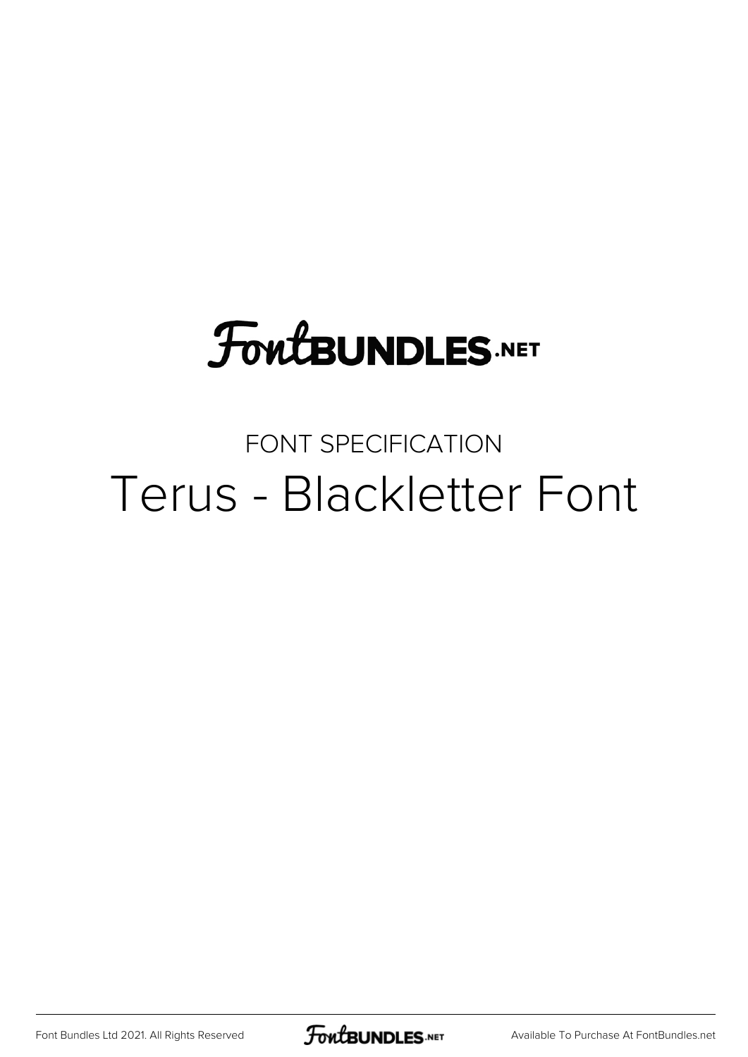FontBUNDLES.NET

FONT SPECIFICATION

# Terus - Blackletter Font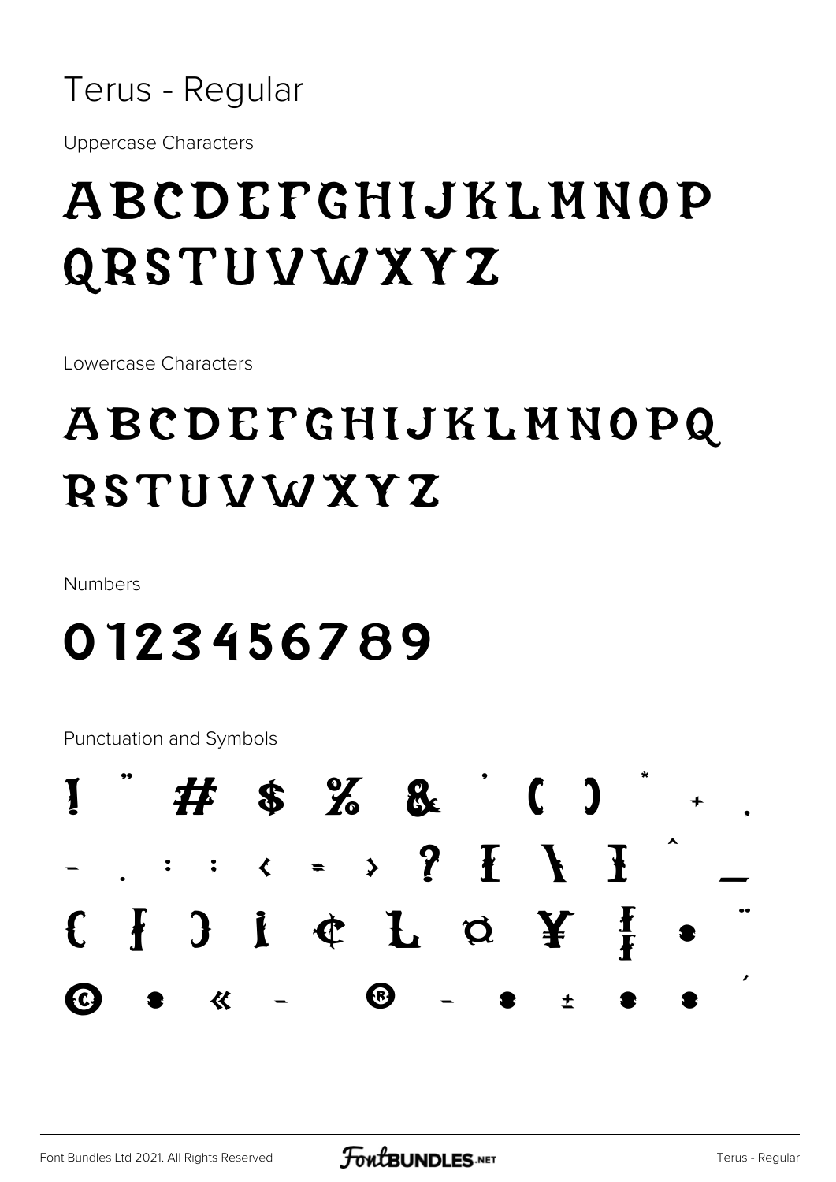# Terus - Regular

Uppercase Characters

ABCDEFGHIJKLMNOP
QRSTUVWXYZ

Lowercase Characters

ABCDEFGHIJKLMNOPQ
RSTUVWXYZ

Numbers

0123456789

Punctuation and Symbols

! " # $ % & ' ( ) * + ,
- . : ; < = > ? [ \ ] ^ _
{ | } ¡ ¢ £ ¤ ¥ ¦ • ¨
© • « - ® - • ± • • ´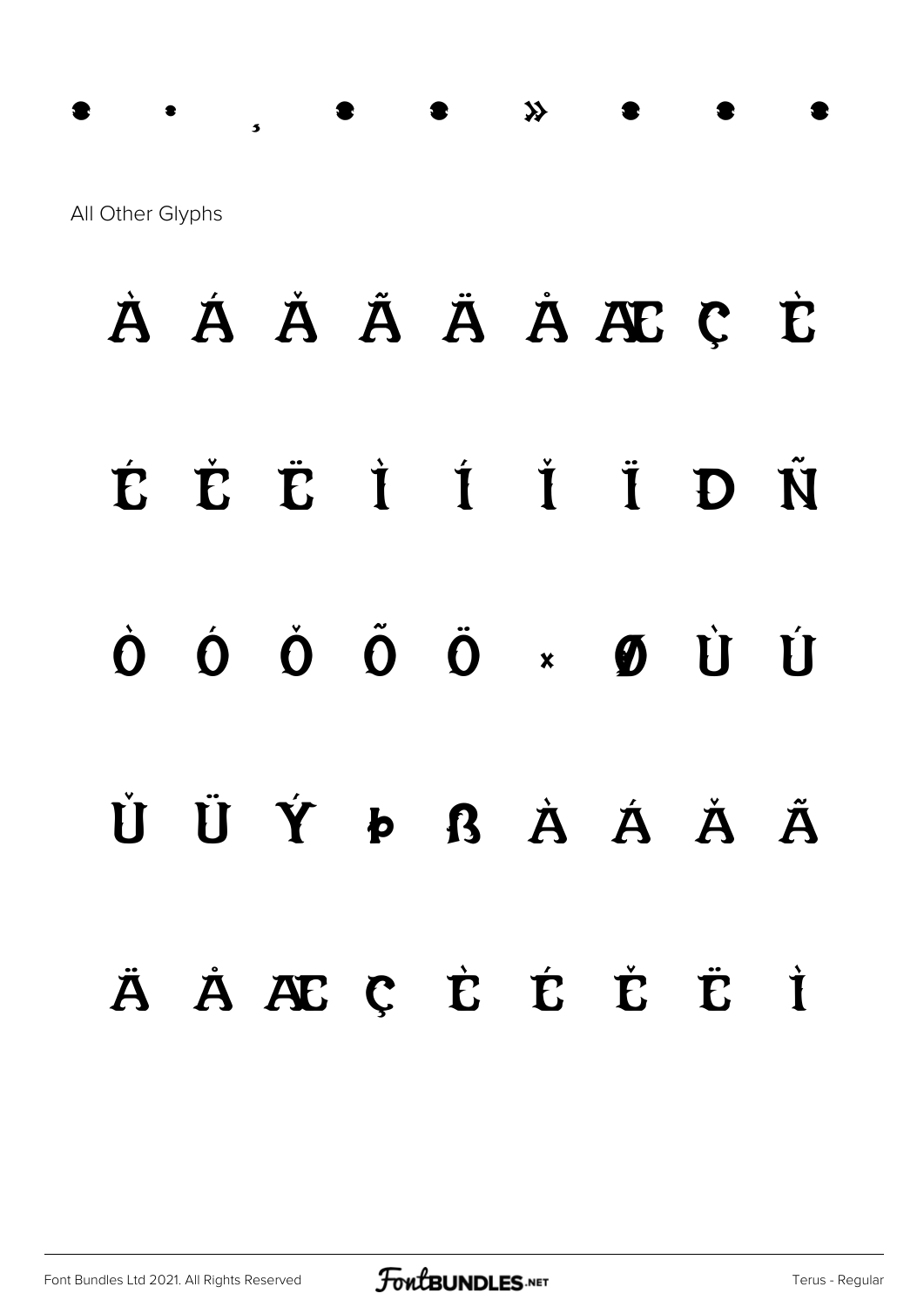•  •  ¸  •  •  »  •  •  •

All Other Glyphs

À Á Â Ã Ä Å Æ Ç È

É Ê Ë Ì Í Î Ï Ð Ñ

Ò Ó Ô Õ Ö × Ø Ù Ú

Û Ü Ý Þ ß à á â ã

ä å æ ç è é ê ë ì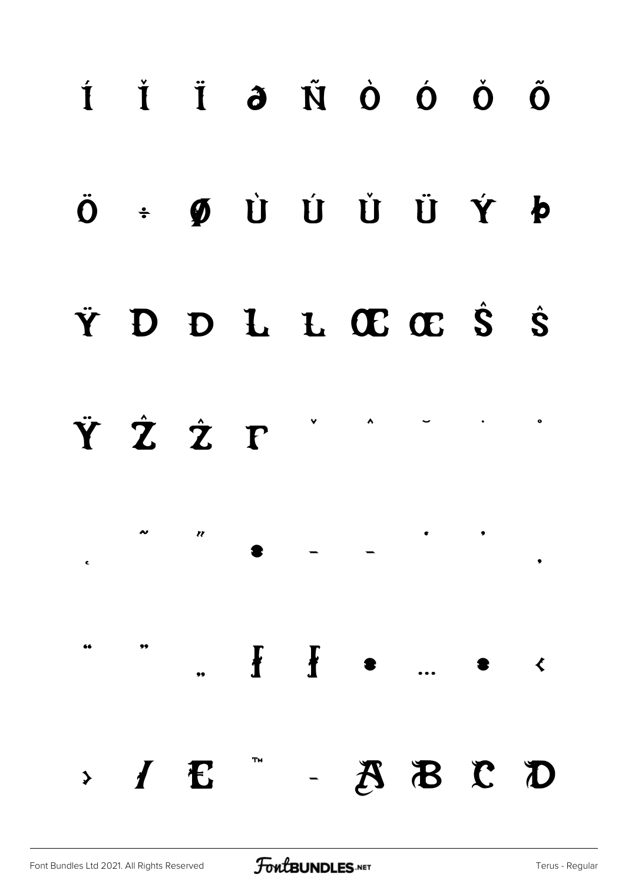Í Ĭ Ï ∂ Ñ Ò Ó Ŏ Õ

Ö ÷ Ø Ù Ú Ŭ Ü Ý Þ

Ÿ Đ đ Ł ł Œ œ Ŝ ŝ

Ÿ Ẑ ẑ ƒ ˇ ˆ ˘ ˙ ˚

˛ ˜ ˝ • – — ' ' ‚

" " „ † ‡ • … • ‹

› ⁄ € ™ - A B C D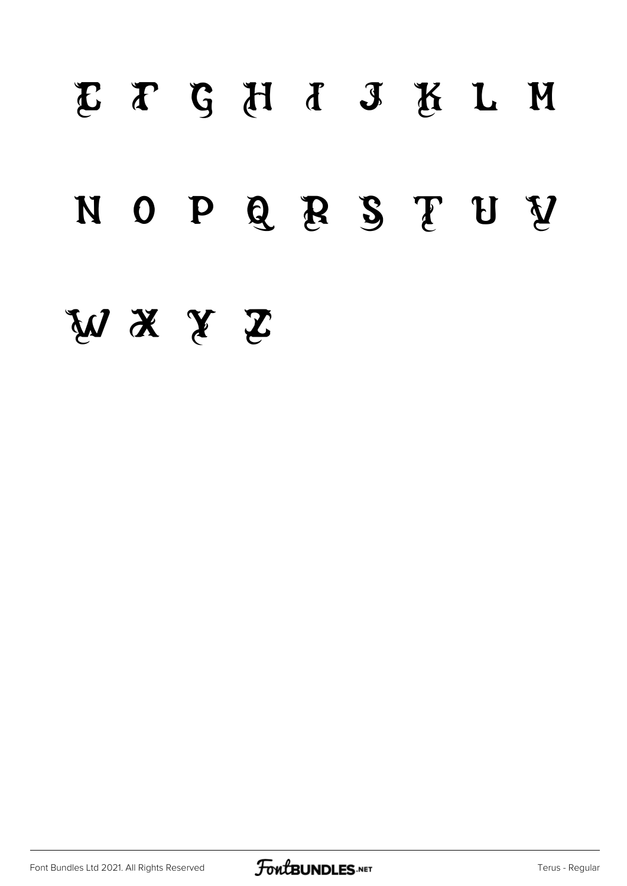E F G H I J K L M

N O P Q R S T U V

W X Y Z